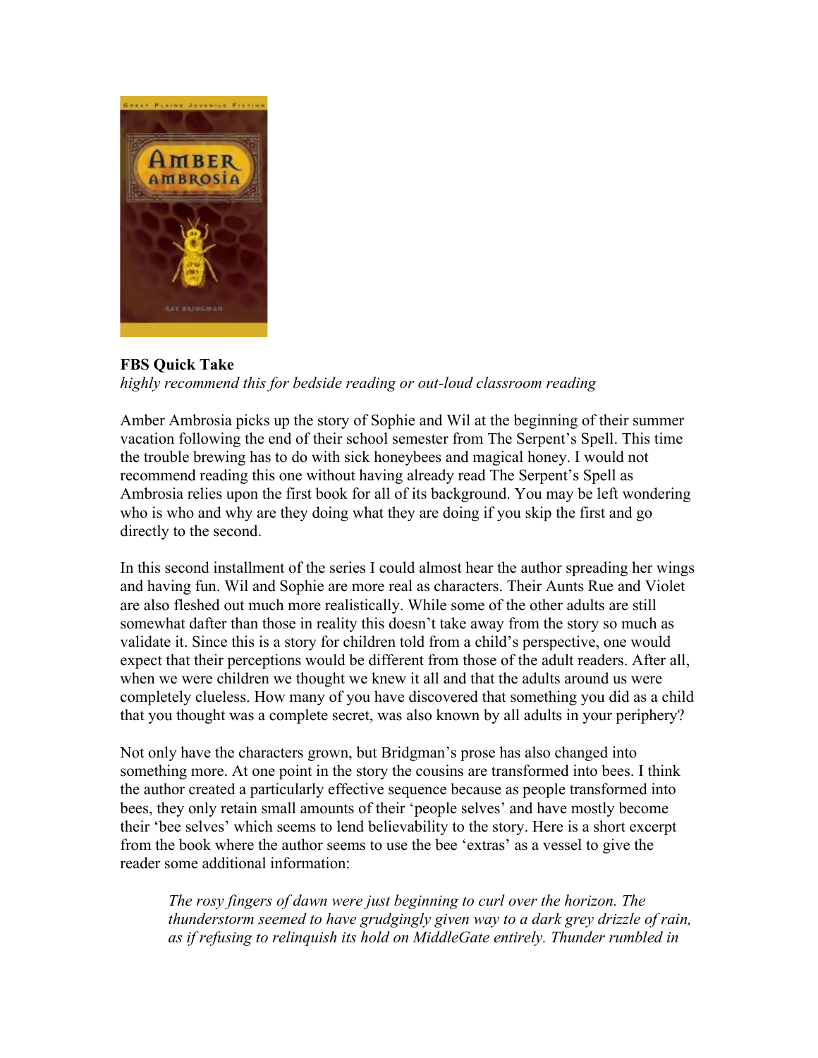**FBS Quick Take**
*highly recommend this for bedside reading or out-loud classroom reading*

Amber Ambrosia picks up the story of Sophie and Wil at the beginning of their summer vacation following the end of their school semester from The Serpent's Spell. This time the trouble brewing has to do with sick honeybees and magical honey. I would not recommend reading this one without having already read The Serpent's Spell as Ambrosia relies upon the first book for all of its background. You may be left wondering who is who and why are they doing what they are doing if you skip the first and go directly to the second.

In this second installment of the series I could almost hear the author spreading her wings and having fun. Wil and Sophie are more real as characters. Their Aunts Rue and Violet are also fleshed out much more realistically. While some of the other adults are still somewhat dafter than those in reality this doesn't take away from the story so much as validate it. Since this is a story for children told from a child's perspective, one would expect that their perceptions would be different from those of the adult readers. After all, when we were children we thought we knew it all and that the adults around us were completely clueless. How many of you have discovered that something you did as a child that you thought was a complete secret, was also known by all adults in your periphery?

Not only have the characters grown, but Bridgman's prose has also changed into something more. At one point in the story the cousins are transformed into bees. I think the author created a particularly effective sequence because as people transformed into bees, they only retain small amounts of their 'people selves' and have mostly become their 'bee selves' which seems to lend believability to the story. Here is a short excerpt from the book where the author seems to use the bee 'extras' as a vessel to give the reader some additional information:

> *The rosy fingers of dawn were just beginning to curl over the horizon. The thunderstorm seemed to have grudgingly given way to a dark grey drizzle of rain, as if refusing to relinquish its hold on MiddleGate entirely. Thunder rumbled in*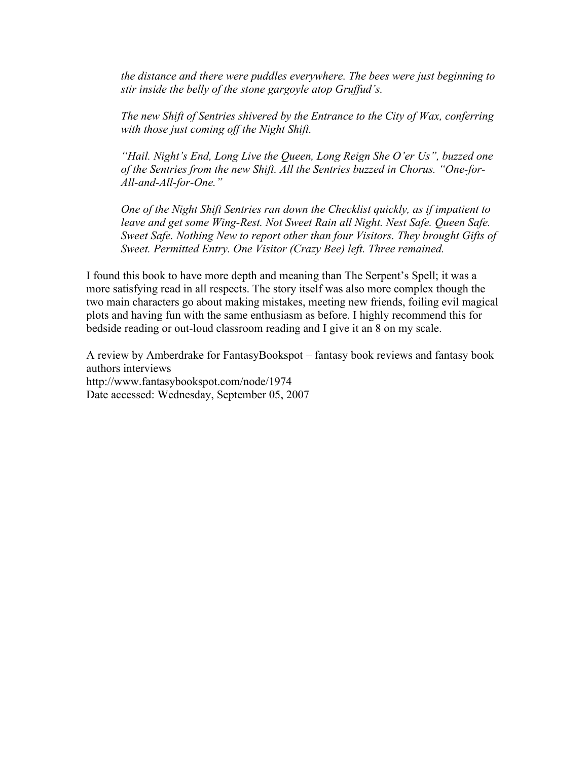*the distance and there were puddles everywhere. The bees were just beginning to stir inside the belly of the stone gargoyle atop Gruffud's.*

*The new Shift of Sentries shivered by the Entrance to the City of Wax, conferring with those just coming off the Night Shift.*

*"Hail. Night's End, Long Live the Queen, Long Reign She O'er Us", buzzed one of the Sentries from the new Shift. All the Sentries buzzed in Chorus. "One-for-All-and-All-for-One."*

*One of the Night Shift Sentries ran down the Checklist quickly, as if impatient to leave and get some Wing-Rest. Not Sweet Rain all Night. Nest Safe. Queen Safe. Sweet Safe. Nothing New to report other than four Visitors. They brought Gifts of Sweet. Permitted Entry. One Visitor (Crazy Bee) left. Three remained.*

I found this book to have more depth and meaning than The Serpent's Spell; it was a more satisfying read in all respects. The story itself was also more complex though the two main characters go about making mistakes, meeting new friends, foiling evil magical plots and having fun with the same enthusiasm as before. I highly recommend this for bedside reading or out-loud classroom reading and I give it an 8 on my scale.

A review by Amberdrake for FantasyBookspot – fantasy book reviews and fantasy book authors interviews
http://www.fantasybookspot.com/node/1974
Date accessed: Wednesday, September 05, 2007